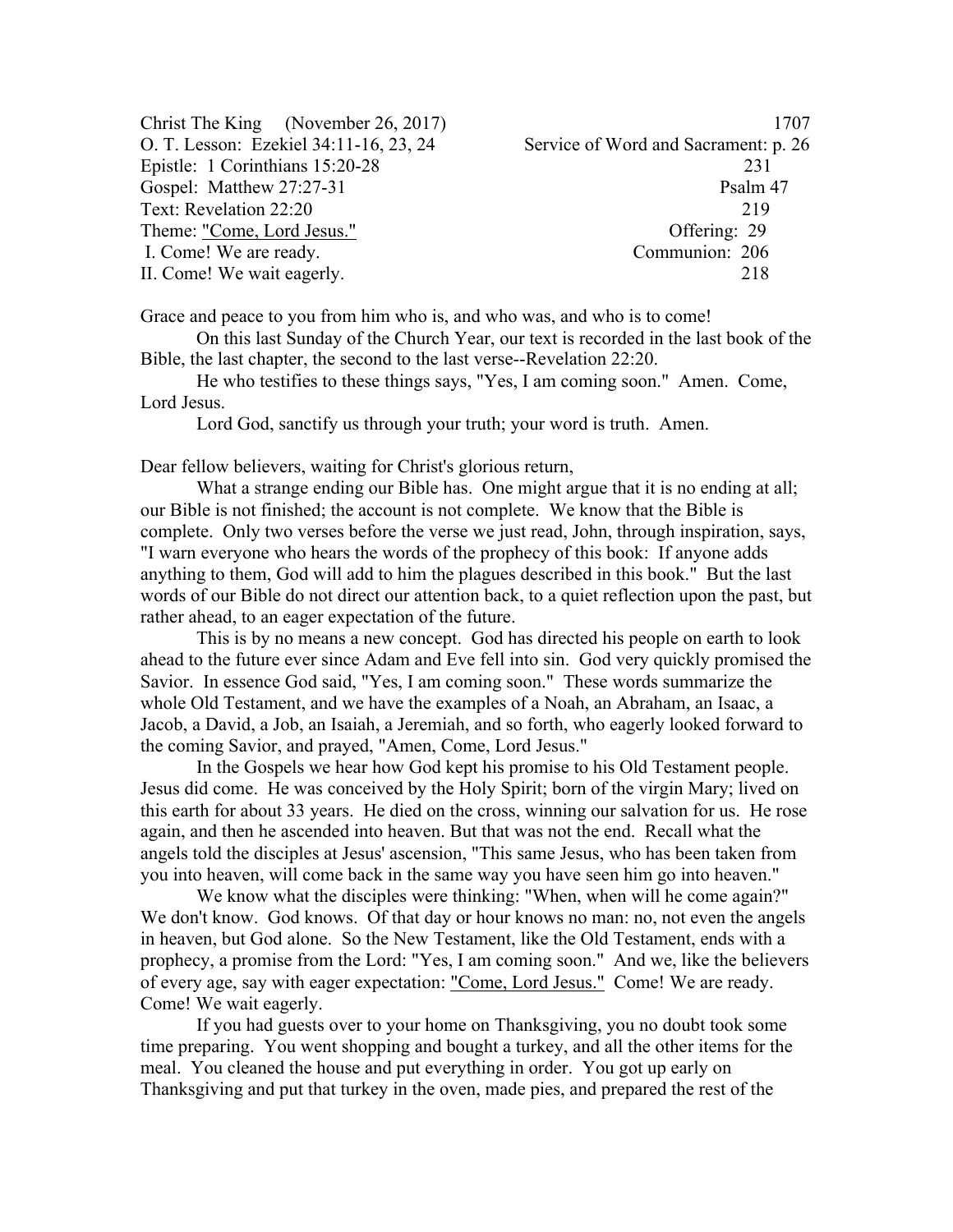| | |
|---|---|
| Christ The King (November 26, 2017) | 1707 |
| O. T. Lesson: Ezekiel 34:11-16, 23, 24 | Service of Word and Sacrament: p. 26 |
| Epistle: 1 Corinthians 15:20-28 | 231 |
| Gospel: Matthew 27:27-31 | Psalm 47 |
| Text: Revelation 22:20 | 219 |
| Theme: <u>"Come, Lord Jesus."</u> | Offering: 29 |
| I. Come! We are ready. | Communion: 206 |
| II. Come! We wait eagerly. | 218 |

Grace and peace to you from him who is, and who was, and who is to come!

On this last Sunday of the Church Year, our text is recorded in the last book of the Bible, the last chapter, the second to the last verse--Revelation 22:20.

He who testifies to these things says, "Yes, I am coming soon." Amen. Come, Lord Jesus.

Lord God, sanctify us through your truth; your word is truth. Amen.

Dear fellow believers, waiting for Christ's glorious return,

What a strange ending our Bible has. One might argue that it is no ending at all; our Bible is not finished; the account is not complete. We know that the Bible is complete. Only two verses before the verse we just read, John, through inspiration, says, "I warn everyone who hears the words of the prophecy of this book: If anyone adds anything to them, God will add to him the plagues described in this book." But the last words of our Bible do not direct our attention back, to a quiet reflection upon the past, but rather ahead, to an eager expectation of the future.

This is by no means a new concept. God has directed his people on earth to look ahead to the future ever since Adam and Eve fell into sin. God very quickly promised the Savior. In essence God said, "Yes, I am coming soon." These words summarize the whole Old Testament, and we have the examples of a Noah, an Abraham, an Isaac, a Jacob, a David, a Job, an Isaiah, a Jeremiah, and so forth, who eagerly looked forward to the coming Savior, and prayed, "Amen, Come, Lord Jesus."

In the Gospels we hear how God kept his promise to his Old Testament people. Jesus did come. He was conceived by the Holy Spirit; born of the virgin Mary; lived on this earth for about 33 years. He died on the cross, winning our salvation for us. He rose again, and then he ascended into heaven. But that was not the end. Recall what the angels told the disciples at Jesus' ascension, "This same Jesus, who has been taken from you into heaven, will come back in the same way you have seen him go into heaven."

We know what the disciples were thinking: "When, when will he come again?" We don't know. God knows. Of that day or hour knows no man: no, not even the angels in heaven, but God alone. So the New Testament, like the Old Testament, ends with a prophecy, a promise from the Lord: "Yes, I am coming soon." And we, like the believers of every age, say with eager expectation: <u>"Come, Lord Jesus."</u> Come! We are ready. Come! We wait eagerly.

If you had guests over to your home on Thanksgiving, you no doubt took some time preparing. You went shopping and bought a turkey, and all the other items for the meal. You cleaned the house and put everything in order. You got up early on Thanksgiving and put that turkey in the oven, made pies, and prepared the rest of the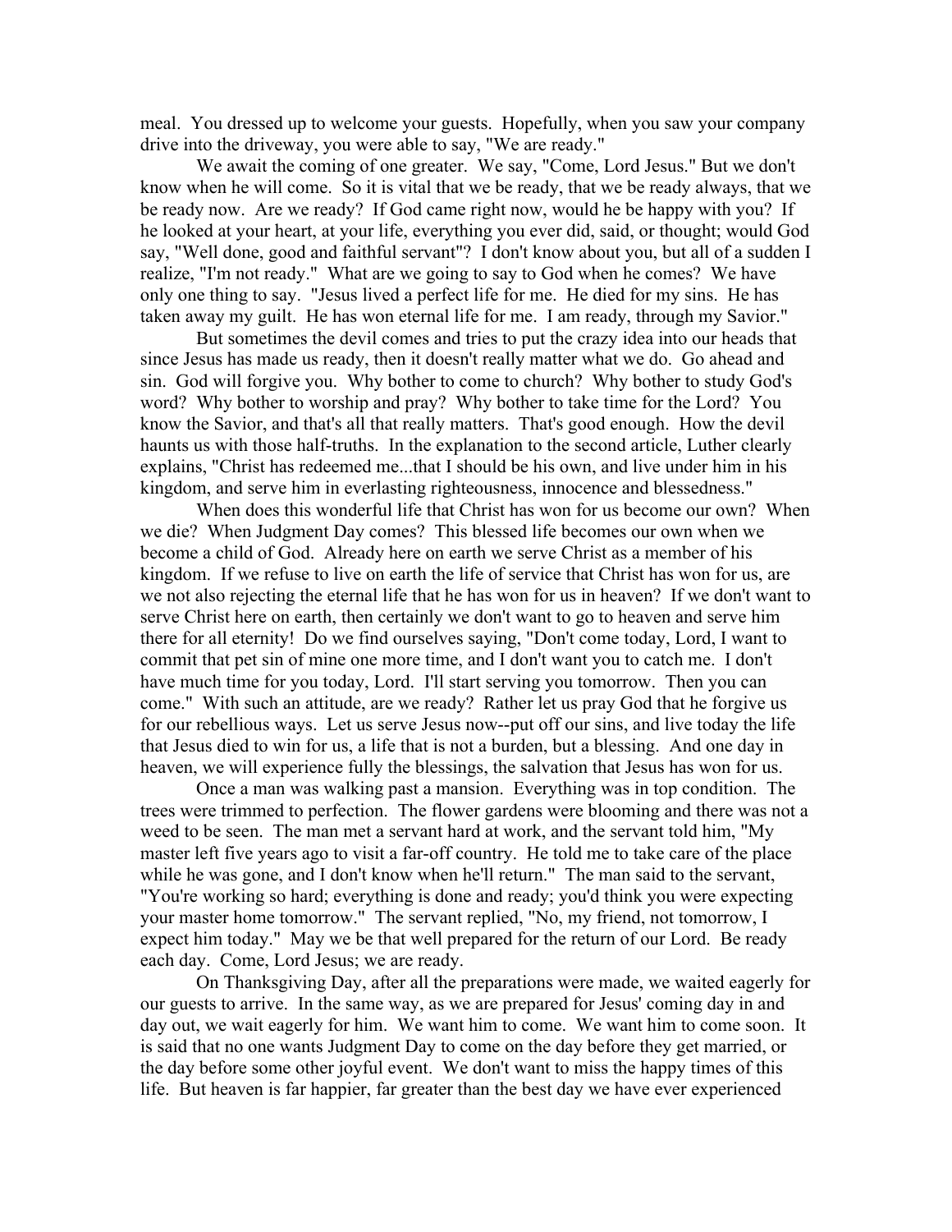meal. You dressed up to welcome your guests. Hopefully, when you saw your company drive into the driveway, you were able to say, "We are ready."

We await the coming of one greater. We say, "Come, Lord Jesus." But we don't know when he will come. So it is vital that we be ready, that we be ready always, that we be ready now. Are we ready? If God came right now, would he be happy with you? If he looked at your heart, at your life, everything you ever did, said, or thought; would God say, "Well done, good and faithful servant"? I don't know about you, but all of a sudden I realize, "I'm not ready." What are we going to say to God when he comes? We have only one thing to say. "Jesus lived a perfect life for me. He died for my sins. He has taken away my guilt. He has won eternal life for me. I am ready, through my Savior."

But sometimes the devil comes and tries to put the crazy idea into our heads that since Jesus has made us ready, then it doesn't really matter what we do. Go ahead and sin. God will forgive you. Why bother to come to church? Why bother to study God's word? Why bother to worship and pray? Why bother to take time for the Lord? You know the Savior, and that's all that really matters. That's good enough. How the devil haunts us with those half-truths. In the explanation to the second article, Luther clearly explains, "Christ has redeemed me...that I should be his own, and live under him in his kingdom, and serve him in everlasting righteousness, innocence and blessedness."

When does this wonderful life that Christ has won for us become our own? When we die? When Judgment Day comes? This blessed life becomes our own when we become a child of God. Already here on earth we serve Christ as a member of his kingdom. If we refuse to live on earth the life of service that Christ has won for us, are we not also rejecting the eternal life that he has won for us in heaven? If we don't want to serve Christ here on earth, then certainly we don't want to go to heaven and serve him there for all eternity! Do we find ourselves saying, "Don't come today, Lord, I want to commit that pet sin of mine one more time, and I don't want you to catch me. I don't have much time for you today, Lord. I'll start serving you tomorrow. Then you can come." With such an attitude, are we ready? Rather let us pray God that he forgive us for our rebellious ways. Let us serve Jesus now--put off our sins, and live today the life that Jesus died to win for us, a life that is not a burden, but a blessing. And one day in heaven, we will experience fully the blessings, the salvation that Jesus has won for us.

Once a man was walking past a mansion. Everything was in top condition. The trees were trimmed to perfection. The flower gardens were blooming and there was not a weed to be seen. The man met a servant hard at work, and the servant told him, "My master left five years ago to visit a far-off country. He told me to take care of the place while he was gone, and I don't know when he'll return." The man said to the servant, "You're working so hard; everything is done and ready; you'd think you were expecting your master home tomorrow." The servant replied, "No, my friend, not tomorrow, I expect him today." May we be that well prepared for the return of our Lord. Be ready each day. Come, Lord Jesus; we are ready.

On Thanksgiving Day, after all the preparations were made, we waited eagerly for our guests to arrive. In the same way, as we are prepared for Jesus' coming day in and day out, we wait eagerly for him. We want him to come. We want him to come soon. It is said that no one wants Judgment Day to come on the day before they get married, or the day before some other joyful event. We don't want to miss the happy times of this life. But heaven is far happier, far greater than the best day we have ever experienced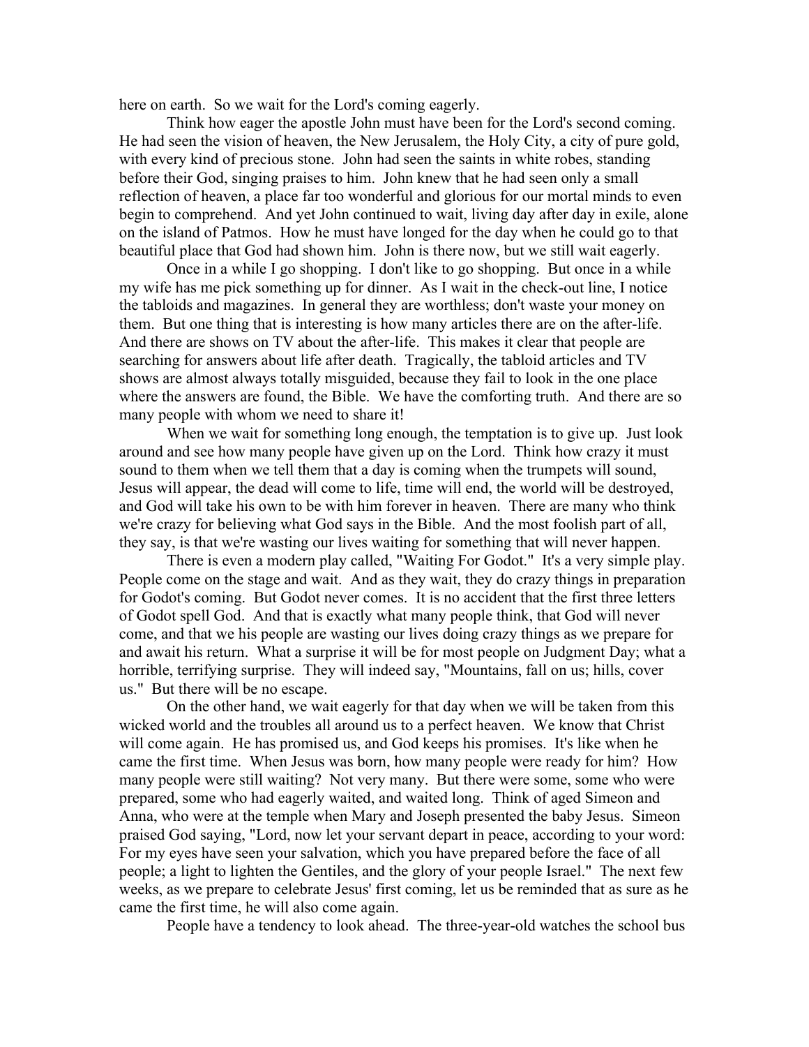here on earth. So we wait for the Lord's coming eagerly.

Think how eager the apostle John must have been for the Lord's second coming. He had seen the vision of heaven, the New Jerusalem, the Holy City, a city of pure gold, with every kind of precious stone. John had seen the saints in white robes, standing before their God, singing praises to him. John knew that he had seen only a small reflection of heaven, a place far too wonderful and glorious for our mortal minds to even begin to comprehend. And yet John continued to wait, living day after day in exile, alone on the island of Patmos. How he must have longed for the day when he could go to that beautiful place that God had shown him. John is there now, but we still wait eagerly.

Once in a while I go shopping. I don't like to go shopping. But once in a while my wife has me pick something up for dinner. As I wait in the check-out line, I notice the tabloids and magazines. In general they are worthless; don't waste your money on them. But one thing that is interesting is how many articles there are on the after-life. And there are shows on TV about the after-life. This makes it clear that people are searching for answers about life after death. Tragically, the tabloid articles and TV shows are almost always totally misguided, because they fail to look in the one place where the answers are found, the Bible. We have the comforting truth. And there are so many people with whom we need to share it!

When we wait for something long enough, the temptation is to give up. Just look around and see how many people have given up on the Lord. Think how crazy it must sound to them when we tell them that a day is coming when the trumpets will sound, Jesus will appear, the dead will come to life, time will end, the world will be destroyed, and God will take his own to be with him forever in heaven. There are many who think we're crazy for believing what God says in the Bible. And the most foolish part of all, they say, is that we're wasting our lives waiting for something that will never happen.

There is even a modern play called, "Waiting For Godot." It's a very simple play. People come on the stage and wait. And as they wait, they do crazy things in preparation for Godot's coming. But Godot never comes. It is no accident that the first three letters of Godot spell God. And that is exactly what many people think, that God will never come, and that we his people are wasting our lives doing crazy things as we prepare for and await his return. What a surprise it will be for most people on Judgment Day; what a horrible, terrifying surprise. They will indeed say, "Mountains, fall on us; hills, cover us." But there will be no escape.

On the other hand, we wait eagerly for that day when we will be taken from this wicked world and the troubles all around us to a perfect heaven. We know that Christ will come again. He has promised us, and God keeps his promises. It's like when he came the first time. When Jesus was born, how many people were ready for him? How many people were still waiting? Not very many. But there were some, some who were prepared, some who had eagerly waited, and waited long. Think of aged Simeon and Anna, who were at the temple when Mary and Joseph presented the baby Jesus. Simeon praised God saying, "Lord, now let your servant depart in peace, according to your word: For my eyes have seen your salvation, which you have prepared before the face of all people; a light to lighten the Gentiles, and the glory of your people Israel." The next few weeks, as we prepare to celebrate Jesus' first coming, let us be reminded that as sure as he came the first time, he will also come again.

People have a tendency to look ahead. The three-year-old watches the school bus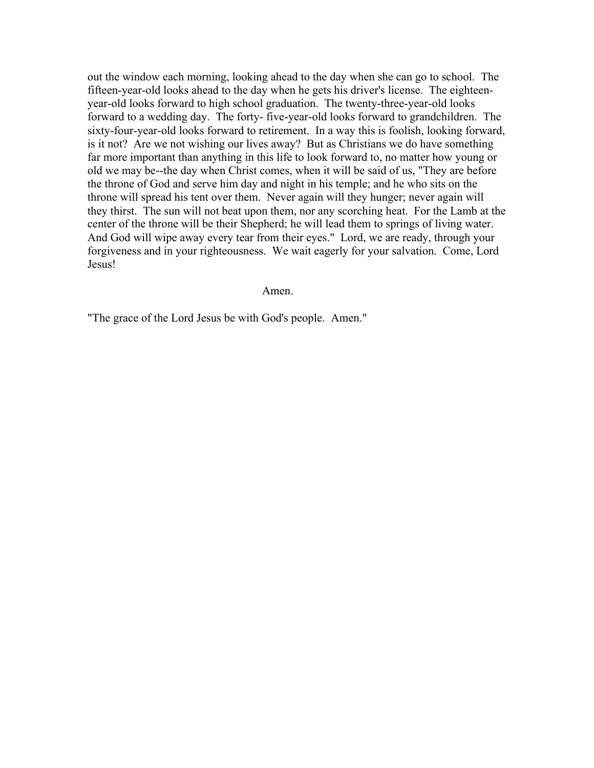out the window each morning, looking ahead to the day when she can go to school. The fifteen-year-old looks ahead to the day when he gets his driver's license. The eighteen-year-old looks forward to high school graduation. The twenty-three-year-old looks forward to a wedding day. The forty- five-year-old looks forward to grandchildren. The sixty-four-year-old looks forward to retirement. In a way this is foolish, looking forward, is it not? Are we not wishing our lives away? But as Christians we do have something far more important than anything in this life to look forward to, no matter how young or old we may be--the day when Christ comes, when it will be said of us, "They are before the throne of God and serve him day and night in his temple; and he who sits on the throne will spread his tent over them. Never again will they hunger; never again will they thirst. The sun will not beat upon them, nor any scorching heat. For the Lamb at the center of the throne will be their Shepherd; he will lead them to springs of living water. And God will wipe away every tear from their eyes." Lord, we are ready, through your forgiveness and in your righteousness. We wait eagerly for your salvation. Come, Lord Jesus!

Amen.

"The grace of the Lord Jesus be with God's people. Amen."